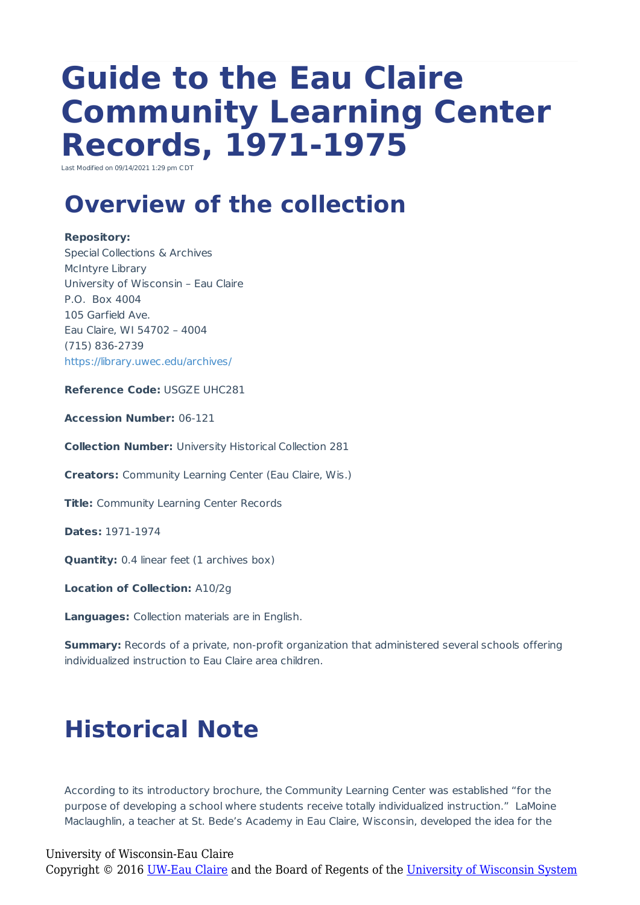# Guide to the Eau Claire Community Learning Center Records, 1971-1975

Last Modified on 09/14/2021 1:29 pm CDT

## Overview of the collection

**Repository:**
Special Collections & Archives
McIntyre Library
University of Wisconsin – Eau Claire
P.O. Box 4004
105 Garfield Ave.
Eau Claire, WI 54702 – 4004
(715) 836-2739
https://library.uwec.edu/archives/

**Reference Code:** USGZE UHC281

**Accession Number:** 06-121

**Collection Number:** University Historical Collection 281

**Creators:** Community Learning Center (Eau Claire, Wis.)

**Title:** Community Learning Center Records

**Dates:** 1971-1974

**Quantity:** 0.4 linear feet (1 archives box)

**Location of Collection:** A10/2g

**Languages:** Collection materials are in English.

**Summary:** Records of a private, non-profit organization that administered several schools offering individualized instruction to Eau Claire area children.

## Historical Note

According to its introductory brochure, the Community Learning Center was established "for the purpose of developing a school where students receive totally individualized instruction." LaMoine Maclaughlin, a teacher at St. Bede's Academy in Eau Claire, Wisconsin, developed the idea for the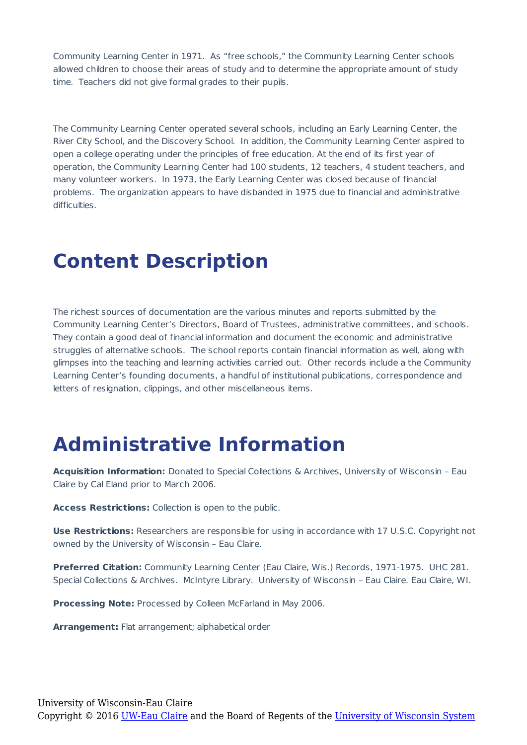Community Learning Center in 1971. As "free schools," the Community Learning Center schools allowed children to choose their areas of study and to determine the appropriate amount of study time. Teachers did not give formal grades to their pupils.

The Community Learning Center operated several schools, including an Early Learning Center, the River City School, and the Discovery School. In addition, the Community Learning Center aspired to open a college operating under the principles of free education. At the end of its first year of operation, the Community Learning Center had 100 students, 12 teachers, 4 student teachers, and many volunteer workers. In 1973, the Early Learning Center was closed because of financial problems. The organization appears to have disbanded in 1975 due to financial and administrative difficulties.

# Content Description

The richest sources of documentation are the various minutes and reports submitted by the Community Learning Center's Directors, Board of Trustees, administrative committees, and schools. They contain a good deal of financial information and document the economic and administrative struggles of alternative schools. The school reports contain financial information as well, along with glimpses into the teaching and learning activities carried out. Other records include a the Community Learning Center's founding documents, a handful of institutional publications, correspondence and letters of resignation, clippings, and other miscellaneous items.

# Administrative Information

**Acquisition Information:** Donated to Special Collections & Archives, University of Wisconsin – Eau Claire by Cal Eland prior to March 2006.

**Access Restrictions:** Collection is open to the public.

**Use Restrictions:** Researchers are responsible for using in accordance with 17 U.S.C. Copyright not owned by the University of Wisconsin – Eau Claire.

**Preferred Citation:** Community Learning Center (Eau Claire, Wis.) Records, 1971-1975. UHC 281. Special Collections & Archives. McIntyre Library. University of Wisconsin – Eau Claire. Eau Claire, WI.

**Processing Note:** Processed by Colleen McFarland in May 2006.

**Arrangement:** Flat arrangement; alphabetical order

University of Wisconsin-Eau Claire
Copyright © 2016 UW-Eau Claire and the Board of Regents of the University of Wisconsin System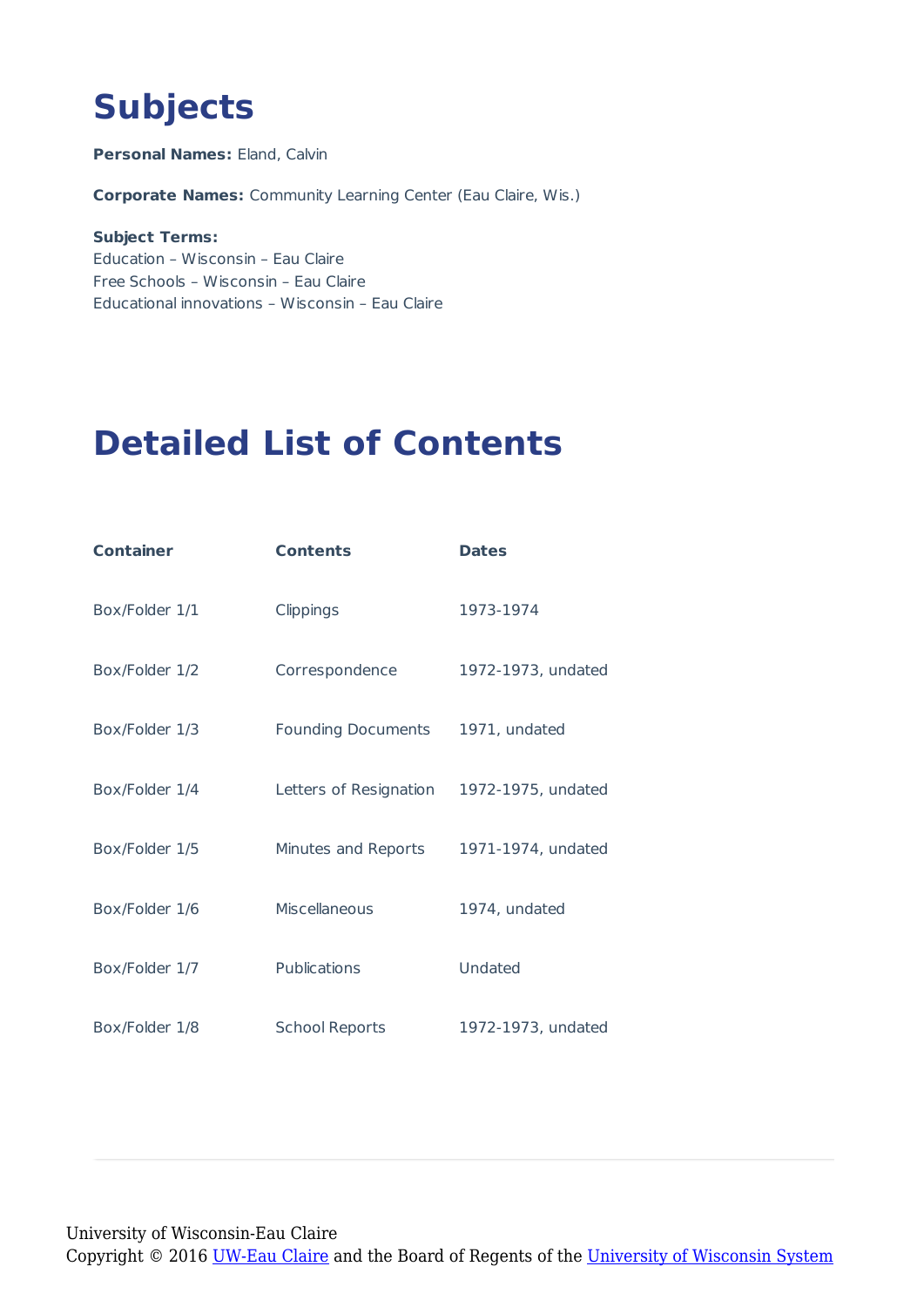# Subjects

**Personal Names:** Eland, Calvin

**Corporate Names:** Community Learning Center (Eau Claire, Wis.)

**Subject Terms:**
Education – Wisconsin – Eau Claire
Free Schools – Wisconsin – Eau Claire
Educational innovations – Wisconsin – Eau Claire

# Detailed List of Contents

| Container | Contents | Dates |
|---|---|---|
| Box/Folder 1/1 | Clippings | 1973-1974 |
| Box/Folder 1/2 | Correspondence | 1972-1973, undated |
| Box/Folder 1/3 | Founding Documents | 1971, undated |
| Box/Folder 1/4 | Letters of Resignation | 1972-1975, undated |
| Box/Folder 1/5 | Minutes and Reports | 1971-1974, undated |
| Box/Folder 1/6 | Miscellaneous | 1974, undated |
| Box/Folder 1/7 | Publications | Undated |
| Box/Folder 1/8 | School Reports | 1972-1973, undated |

University of Wisconsin-Eau Claire
Copyright © 2016 UW-Eau Claire and the Board of Regents of the University of Wisconsin System